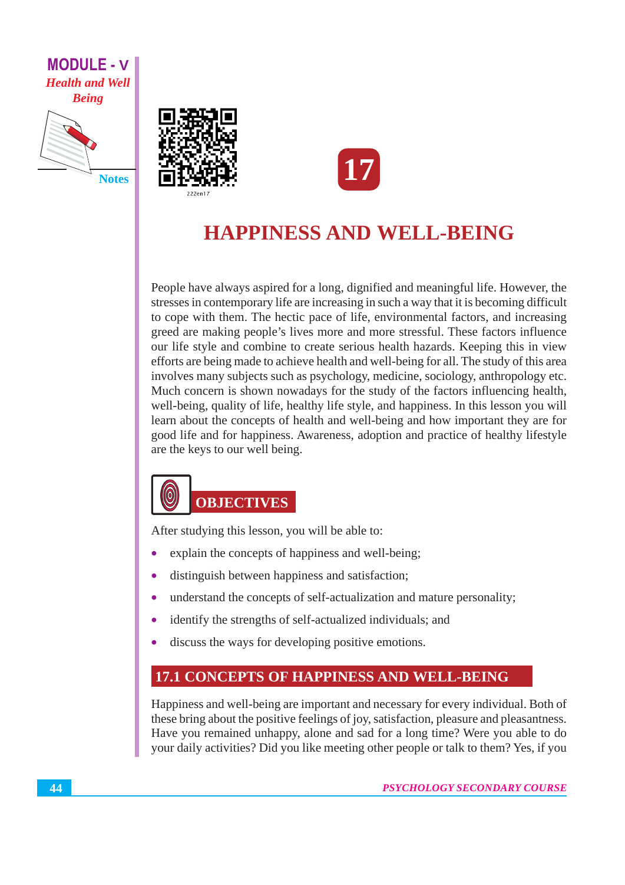# 17

# HAPPINESS AND WELL-BEING

People have always aspired for a long, dignified and meaningful life. However, the stresses in contemporary life are increasing in such a way that it is becoming difficult to cope with them. The hectic pace of life, environmental factors, and increasing greed are making people's lives more and more stressful. These factors influence our life style and combine to create serious health hazards. Keeping this in view efforts are being made to achieve health and well-being for all. The study of this area involves many subjects such as psychology, medicine, sociology, anthropology etc. Much concern is shown nowadays for the study of the factors influencing health, well-being, quality of life, healthy life style, and happiness. In this lesson you will learn about the concepts of health and well-being and how important they are for good life and for happiness. Awareness, adoption and practice of healthy lifestyle are the keys to our well being.

## OBJECTIVES

After studying this lesson, you will be able to:

- explain the concepts of happiness and well-being;
- distinguish between happiness and satisfaction;
- understand the concepts of self-actualization and mature personality;
- identify the strengths of self-actualized individuals; and
- discuss the ways for developing positive emotions.

## 17.1 CONCEPTS OF HAPPINESS AND WELL-BEING

Happiness and well-being are important and necessary for every individual. Both of these bring about the positive feelings of joy, satisfaction, pleasure and pleasantness. Have you remained unhappy, alone and sad for a long time? Were you able to do your daily activities? Did you like meeting other people or talk to them? Yes, if you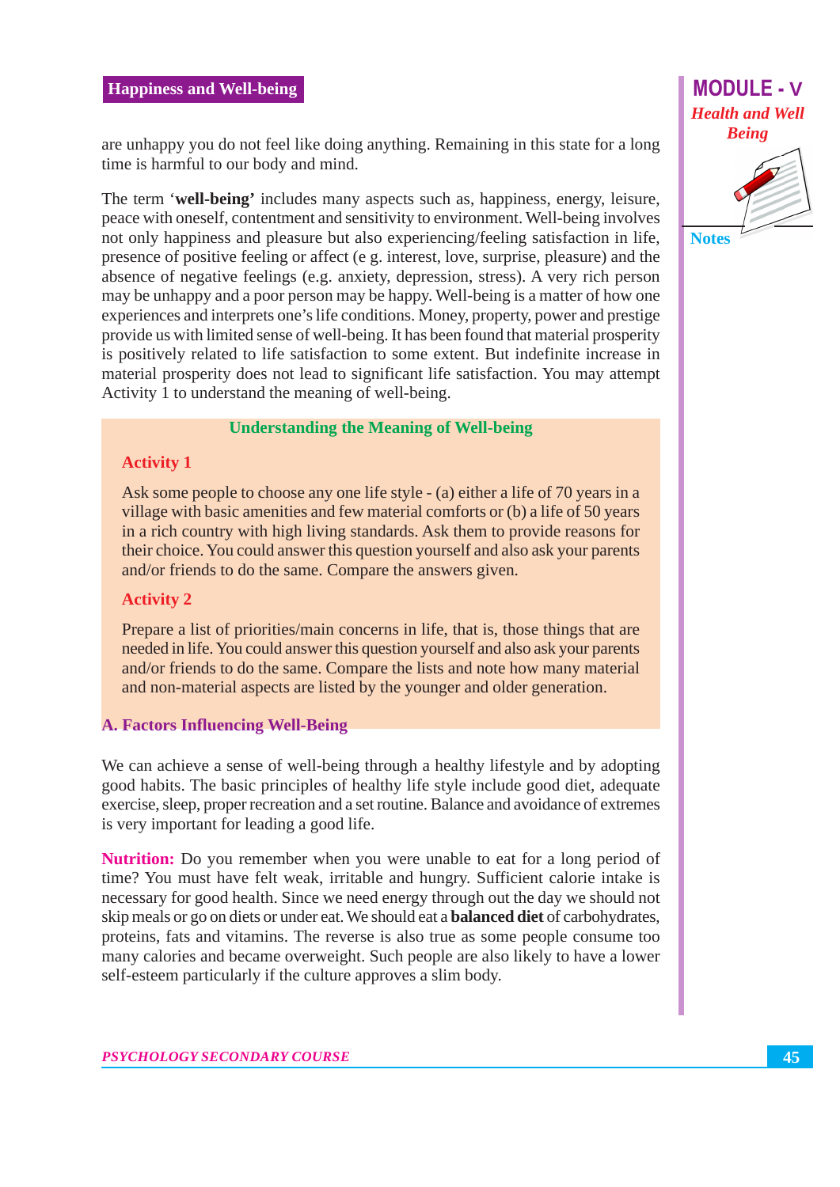are unhappy you do not feel like doing anything. Remaining in this state for a long time is harmful to our body and mind.

The term '**well-being**' includes many aspects such as, happiness, energy, leisure, peace with oneself, contentment and sensitivity to environment. Well-being involves not only happiness and pleasure but also experiencing/feeling satisfaction in life, presence of positive feeling or affect (e g. interest, love, surprise, pleasure) and the absence of negative feelings (e.g. anxiety, depression, stress). A very rich person may be unhappy and a poor person may be happy. Well-being is a matter of how one experiences and interprets one's life conditions. Money, property, power and prestige provide us with limited sense of well-being. It has been found that material prosperity is positively related to life satisfaction to some extent. But indefinite increase in material prosperity does not lead to significant life satisfaction. You may attempt Activity 1 to understand the meaning of well-being.

**Understanding the Meaning of Well-being**

**Activity 1**

Ask some people to choose any one life style - (a) either a life of 70 years in a village with basic amenities and few material comforts or (b) a life of 50 years in a rich country with high living standards. Ask them to provide reasons for their choice. You could answer this question yourself and also ask your parents and/or friends to do the same. Compare the answers given.

**Activity 2**

Prepare a list of priorities/main concerns in life, that is, those things that are needed in life. You could answer this question yourself and also ask your parents and/or friends to do the same. Compare the lists and note how many material and non-material aspects are listed by the younger and older generation.

## A. Factors Influencing Well-Being

We can achieve a sense of well-being through a healthy lifestyle and by adopting good habits. The basic principles of healthy life style include good diet, adequate exercise, sleep, proper recreation and a set routine. Balance and avoidance of extremes is very important for leading a good life.

**Nutrition:** Do you remember when you were unable to eat for a long period of time? You must have felt weak, irritable and hungry. Sufficient calorie intake is necessary for good health. Since we need energy through out the day we should not skip meals or go on diets or under eat. We should eat a **balanced diet** of carbohydrates, proteins, fats and vitamins. The reverse is also true as some people consume too many calories and became overweight. Such people are also likely to have a lower self-esteem particularly if the culture approves a slim body.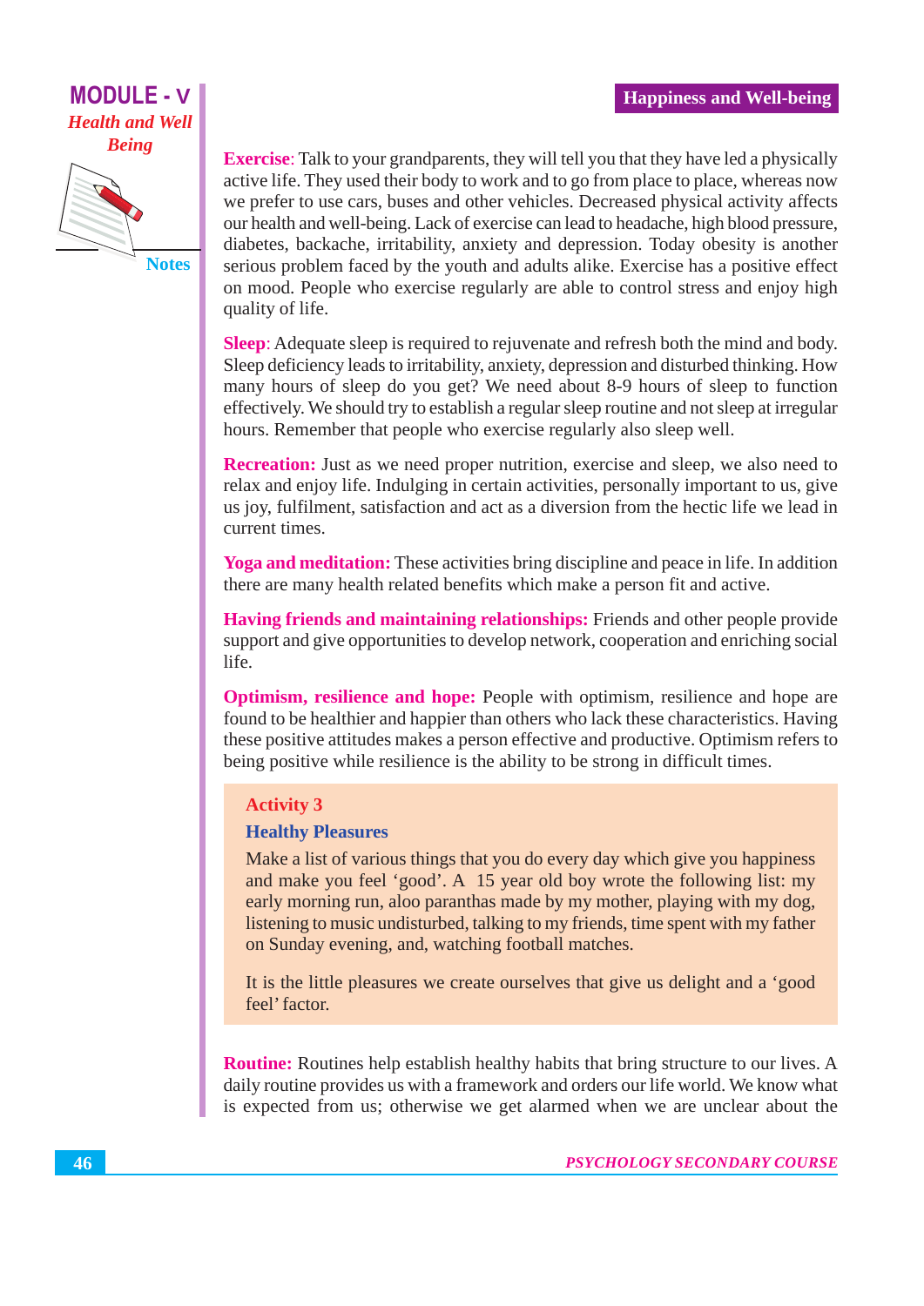**Exercise**: Talk to your grandparents, they will tell you that they have led a physically active life. They used their body to work and to go from place to place, whereas now we prefer to use cars, buses and other vehicles. Decreased physical activity affects our health and well-being. Lack of exercise can lead to headache, high blood pressure, diabetes, backache, irritability, anxiety and depression. Today obesity is another serious problem faced by the youth and adults alike. Exercise has a positive effect on mood. People who exercise regularly are able to control stress and enjoy high quality of life.

**Sleep**: Adequate sleep is required to rejuvenate and refresh both the mind and body. Sleep deficiency leads to irritability, anxiety, depression and disturbed thinking. How many hours of sleep do you get? We need about 8-9 hours of sleep to function effectively. We should try to establish a regular sleep routine and not sleep at irregular hours. Remember that people who exercise regularly also sleep well.

**Recreation:** Just as we need proper nutrition, exercise and sleep, we also need to relax and enjoy life. Indulging in certain activities, personally important to us, give us joy, fulfilment, satisfaction and act as a diversion from the hectic life we lead in current times.

**Yoga and meditation:** These activities bring discipline and peace in life. In addition there are many health related benefits which make a person fit and active.

**Having friends and maintaining relationships:** Friends and other people provide support and give opportunities to develop network, cooperation and enriching social life.

**Optimism, resilience and hope:** People with optimism, resilience and hope are found to be healthier and happier than others who lack these characteristics. Having these positive attitudes makes a person effective and productive. Optimism refers to being positive while resilience is the ability to be strong in difficult times.

### Activity 3

#### Healthy Pleasures

Make a list of various things that you do every day which give you happiness and make you feel 'good'. A 15 year old boy wrote the following list: my early morning run, aloo paranthas made by my mother, playing with my dog, listening to music undisturbed, talking to my friends, time spent with my father on Sunday evening, and, watching football matches.

It is the little pleasures we create ourselves that give us delight and a 'good feel' factor.

**Routine:** Routines help establish healthy habits that bring structure to our lives. A daily routine provides us with a framework and orders our life world. We know what is expected from us; otherwise we get alarmed when we are unclear about the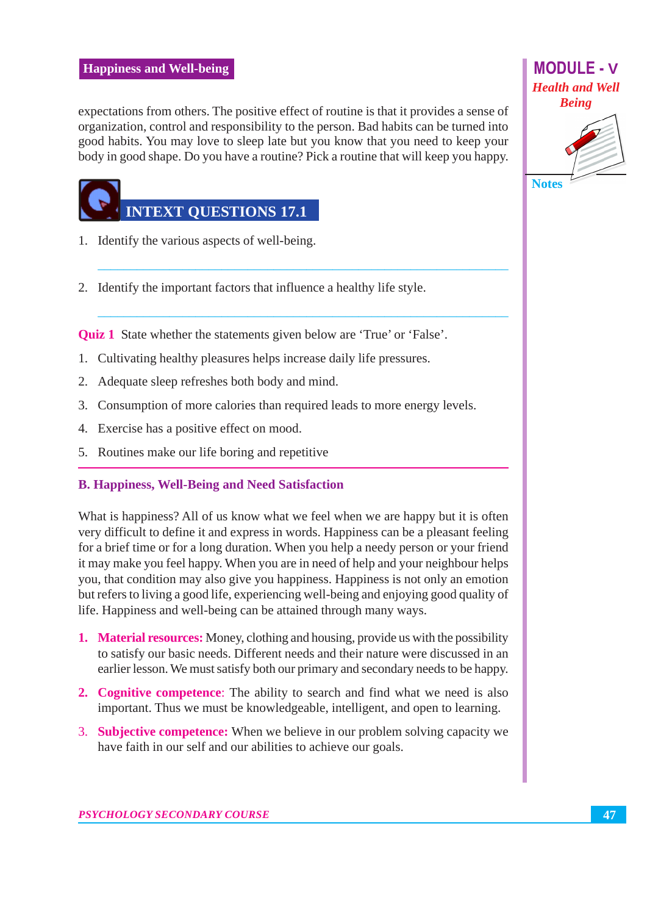expectations from others. The positive effect of routine is that it provides a sense of organization, control and responsibility to the person. Bad habits can be turned into good habits. You may love to sleep late but you know that you need to keep your body in good shape. Do you have a routine? Pick a routine that will keep you happy.

## INTEXT QUESTIONS 17.1

1. Identify the various aspects of well-being.

2. Identify the important factors that influence a healthy life style.

**Quiz 1** State whether the statements given below are 'True' or 'False'.

1. Cultivating healthy pleasures helps increase daily life pressures.
2. Adequate sleep refreshes both body and mind.
3. Consumption of more calories than required leads to more energy levels.
4. Exercise has a positive effect on mood.
5. Routines make our life boring and repetitive

### B. Happiness, Well-Being and Need Satisfaction

What is happiness? All of us know what we feel when we are happy but it is often very difficult to define it and express in words. Happiness can be a pleasant feeling for a brief time or for a long duration. When you help a needy person or your friend it may make you feel happy. When you are in need of help and your neighbour helps you, that condition may also give you happiness. Happiness is not only an emotion but refers to living a good life, experiencing well-being and enjoying good quality of life. Happiness and well-being can be attained through many ways.

1. **Material resources:** Money, clothing and housing, provide us with the possibility to satisfy our basic needs. Different needs and their nature were discussed in an earlier lesson. We must satisfy both our primary and secondary needs to be happy.
2. **Cognitive competence**: The ability to search and find what we need is also important. Thus we must be knowledgeable, intelligent, and open to learning.
3. **Subjective competence:** When we believe in our problem solving capacity we have faith in our self and our abilities to achieve our goals.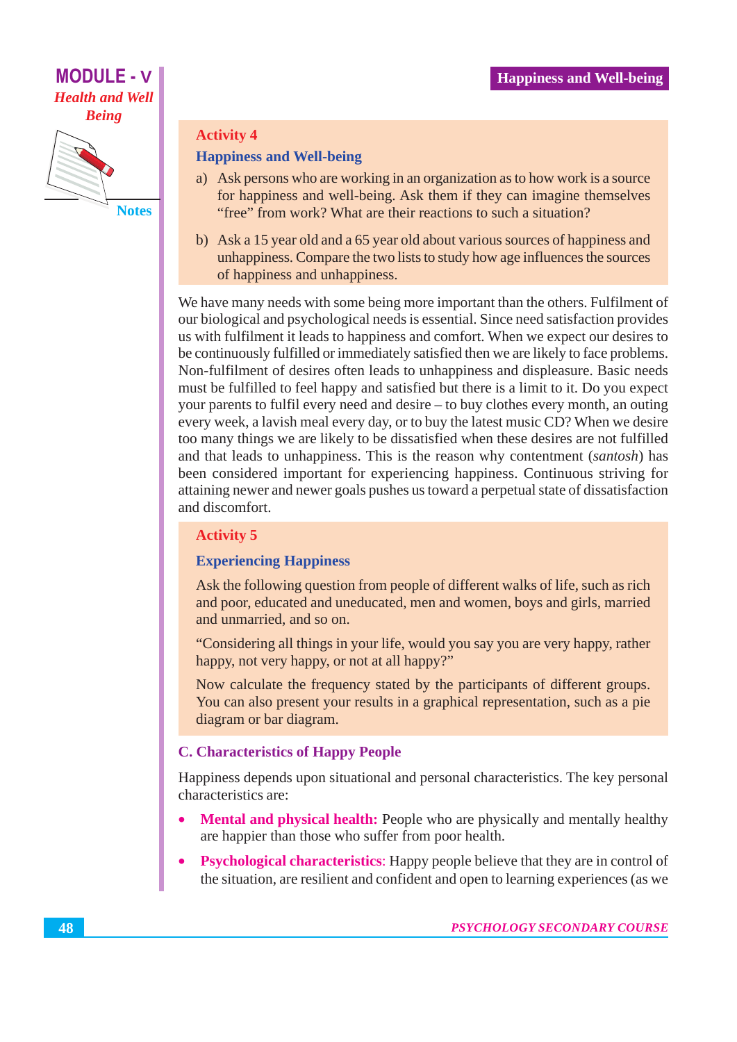### Activity 4

#### Happiness and Well-being

a) Ask persons who are working in an organization as to how work is a source for happiness and well-being. Ask them if they can imagine themselves "free" from work? What are their reactions to such a situation?

b) Ask a 15 year old and a 65 year old about various sources of happiness and unhappiness. Compare the two lists to study how age influences the sources of happiness and unhappiness.

We have many needs with some being more important than the others. Fulfilment of our biological and psychological needs is essential. Since need satisfaction provides us with fulfilment it leads to happiness and comfort. When we expect our desires to be continuously fulfilled or immediately satisfied then we are likely to face problems. Non-fulfilment of desires often leads to unhappiness and displeasure. Basic needs must be fulfilled to feel happy and satisfied but there is a limit to it. Do you expect your parents to fulfil every need and desire – to buy clothes every month, an outing every week, a lavish meal every day, or to buy the latest music CD? When we desire too many things we are likely to be dissatisfied when these desires are not fulfilled and that leads to unhappiness. This is the reason why contentment (*santosh*) has been considered important for experiencing happiness. Continuous striving for attaining newer and newer goals pushes us toward a perpetual state of dissatisfaction and discomfort.

### Activity 5

#### Experiencing Happiness

Ask the following question from people of different walks of life, such as rich and poor, educated and uneducated, men and women, boys and girls, married and unmarried, and so on.

"Considering all things in your life, would you say you are very happy, rather happy, not very happy, or not at all happy?"

Now calculate the frequency stated by the participants of different groups. You can also present your results in a graphical representation, such as a pie diagram or bar diagram.

## C. Characteristics of Happy People

Happiness depends upon situational and personal characteristics. The key personal characteristics are:

- **Mental and physical health:** People who are physically and mentally healthy are happier than those who suffer from poor health.
- **Psychological characteristics**: Happy people believe that they are in control of the situation, are resilient and confident and open to learning experiences (as we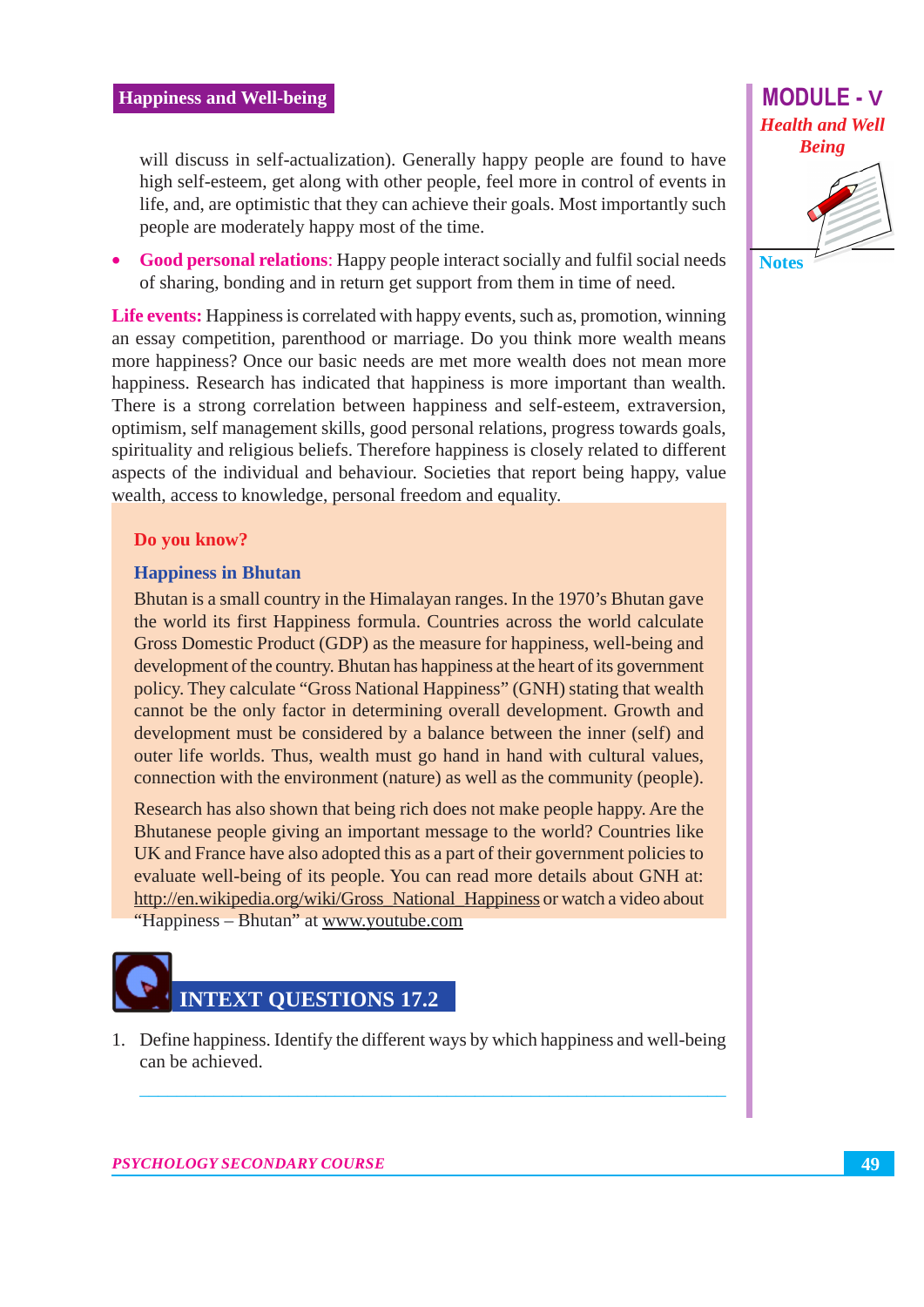will discuss in self-actualization). Generally happy people are found to have high self-esteem, get along with other people, feel more in control of events in life, and, are optimistic that they can achieve their goals. Most importantly such people are moderately happy most of the time.

- **Good personal relations:** Happy people interact socially and fulfil social needs of sharing, bonding and in return get support from them in time of need.

**Life events:** Happiness is correlated with happy events, such as, promotion, winning an essay competition, parenthood or marriage. Do you think more wealth means more happiness? Once our basic needs are met more wealth does not mean more happiness. Research has indicated that happiness is more important than wealth. There is a strong correlation between happiness and self-esteem, extraversion, optimism, self management skills, good personal relations, progress towards goals, spirituality and religious beliefs. Therefore happiness is closely related to different aspects of the individual and behaviour. Societies that report being happy, value wealth, access to knowledge, personal freedom and equality.

**Do you know?**

**Happiness in Bhutan**

Bhutan is a small country in the Himalayan ranges. In the 1970's Bhutan gave the world its first Happiness formula. Countries across the world calculate Gross Domestic Product (GDP) as the measure for happiness, well-being and development of the country. Bhutan has happiness at the heart of its government policy. They calculate "Gross National Happiness" (GNH) stating that wealth cannot be the only factor in determining overall development. Growth and development must be considered by a balance between the inner (self) and outer life worlds. Thus, wealth must go hand in hand with cultural values, connection with the environment (nature) as well as the community (people).

Research has also shown that being rich does not make people happy. Are the Bhutanese people giving an important message to the world? Countries like UK and France have also adopted this as a part of their government policies to evaluate well-being of its people. You can read more details about GNH at: http://en.wikipedia.org/wiki/Gross_National_Happiness or watch a video about "Happiness – Bhutan" at www.youtube.com

## INTEXT QUESTIONS 17.2

1. Define happiness. Identify the different ways by which happiness and well-being can be achieved.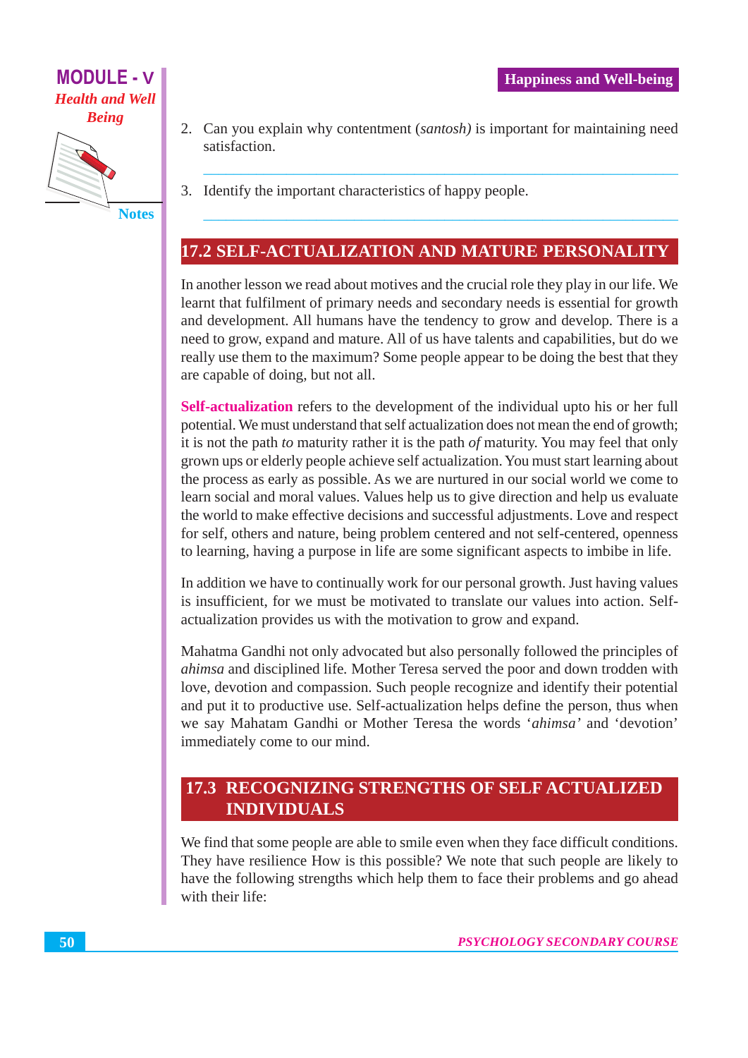2. Can you explain why contentment (*santosh)* is important for maintaining need satisfaction.

3. Identify the important characteristics of happy people.

## 17.2 SELF-ACTUALIZATION AND MATURE PERSONALITY

In another lesson we read about motives and the crucial role they play in our life. We learnt that fulfilment of primary needs and secondary needs is essential for growth and development. All humans have the tendency to grow and develop. There is a need to grow, expand and mature. All of us have talents and capabilities, but do we really use them to the maximum? Some people appear to be doing the best that they are capable of doing, but not all.

**Self-actualization** refers to the development of the individual upto his or her full potential. We must understand that self actualization does not mean the end of growth; it is not the path *to* maturity rather it is the path *of* maturity. You may feel that only grown ups or elderly people achieve self actualization. You must start learning about the process as early as possible. As we are nurtured in our social world we come to learn social and moral values. Values help us to give direction and help us evaluate the world to make effective decisions and successful adjustments. Love and respect for self, others and nature, being problem centered and not self-centered, openness to learning, having a purpose in life are some significant aspects to imbibe in life.

In addition we have to continually work for our personal growth. Just having values is insufficient, for we must be motivated to translate our values into action. Self-actualization provides us with the motivation to grow and expand.

Mahatma Gandhi not only advocated but also personally followed the principles of *ahimsa* and disciplined life. Mother Teresa served the poor and down trodden with love, devotion and compassion. Such people recognize and identify their potential and put it to productive use. Self-actualization helps define the person, thus when we say Mahatam Gandhi or Mother Teresa the words '*ahimsa*' and 'devotion' immediately come to our mind.

## 17.3 RECOGNIZING STRENGTHS OF SELF ACTUALIZED INDIVIDUALS

We find that some people are able to smile even when they face difficult conditions. They have resilience How is this possible? We note that such people are likely to have the following strengths which help them to face their problems and go ahead with their life: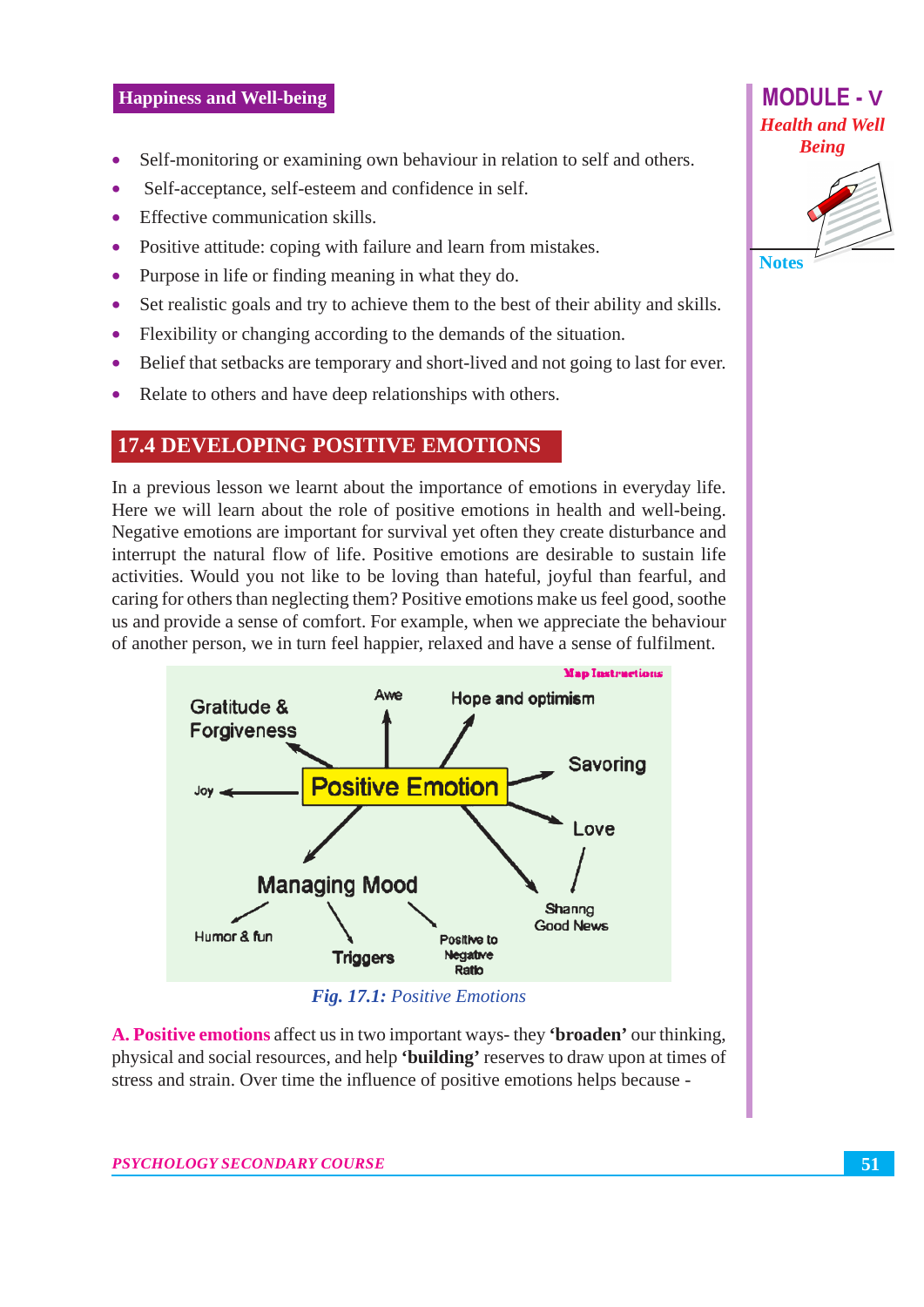- Self-monitoring or examining own behaviour in relation to self and others.
- Self-acceptance, self-esteem and confidence in self.
- Effective communication skills.
- Positive attitude: coping with failure and learn from mistakes.
- Purpose in life or finding meaning in what they do.
- Set realistic goals and try to achieve them to the best of their ability and skills.
- Flexibility or changing according to the demands of the situation.
- Belief that setbacks are temporary and short-lived and not going to last for ever.
- Relate to others and have deep relationships with others.

## 17.4 DEVELOPING POSITIVE EMOTIONS

In a previous lesson we learnt about the importance of emotions in everyday life. Here we will learn about the role of positive emotions in health and well-being. Negative emotions are important for survival yet often they create disturbance and interrupt the natural flow of life. Positive emotions are desirable to sustain life activities. Would you not like to be loving than hateful, joyful than fearful, and caring for others than neglecting them? Positive emotions make us feel good, soothe us and provide a sense of comfort. For example, when we appreciate the behaviour of another person, we in turn feel happier, relaxed and have a sense of fulfilment.

Positive Emotion → Gratitude & Forgiveness; Awe; Hope and optimism; Savoring; Love → Sharing Good News; Joy; Managing Mood → Humor & fun, Triggers, Positive to Negative Ratio

*Fig. 17.1: Positive Emotions*

**A. Positive emotions** affect us in two important ways- they **'broaden'** our thinking, physical and social resources, and help **'building'** reserves to draw upon at times of stress and strain. Over time the influence of positive emotions helps because -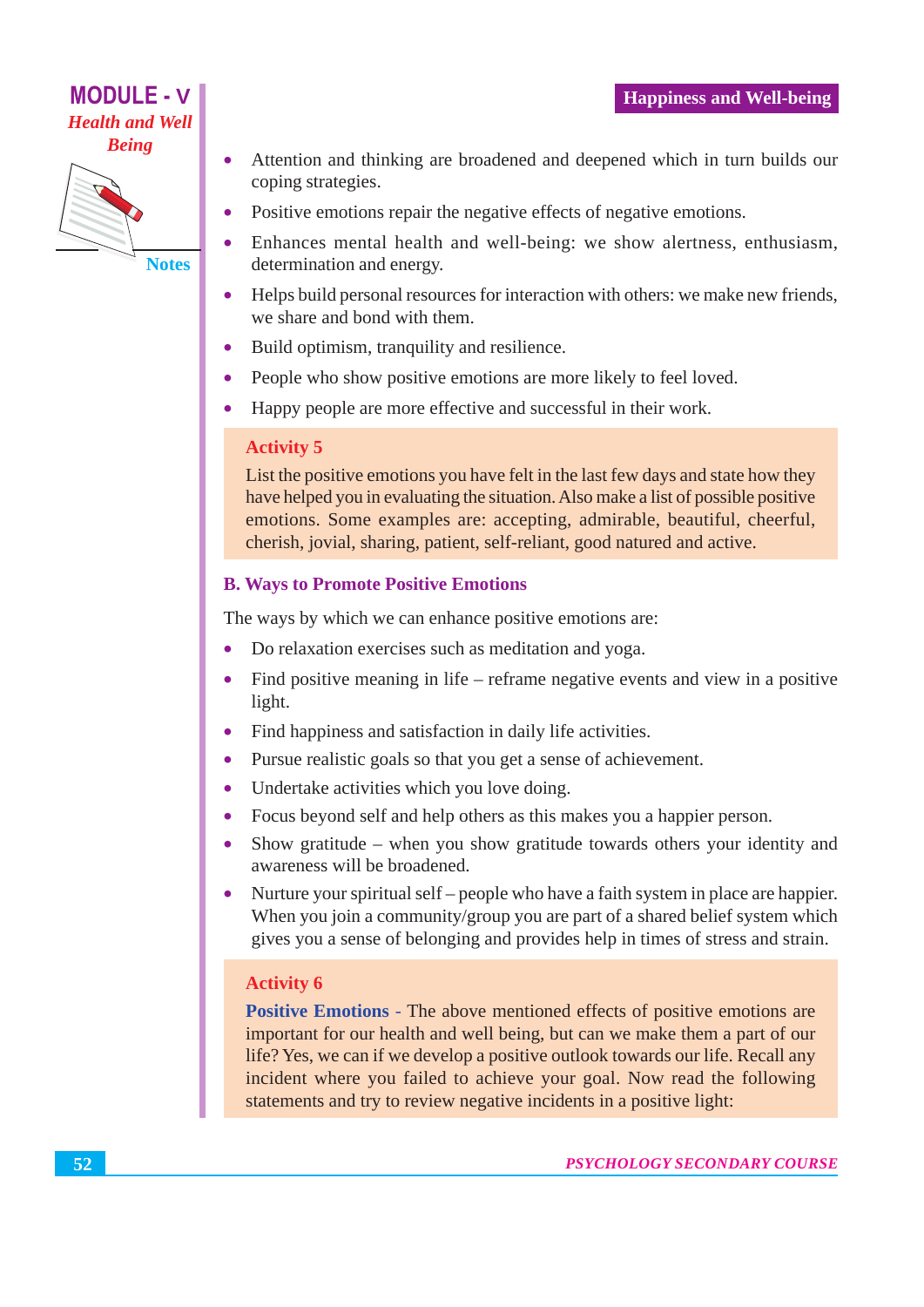- Attention and thinking are broadened and deepened which in turn builds our coping strategies.
- Positive emotions repair the negative effects of negative emotions.
- Enhances mental health and well-being: we show alertness, enthusiasm, determination and energy.
- Helps build personal resources for interaction with others: we make new friends, we share and bond with them.
- Build optimism, tranquility and resilience.
- People who show positive emotions are more likely to feel loved.
- Happy people are more effective and successful in their work.

**Activity 5**

List the positive emotions you have felt in the last few days and state how they have helped you in evaluating the situation. Also make a list of possible positive emotions. Some examples are: accepting, admirable, beautiful, cheerful, cherish, jovial, sharing, patient, self-reliant, good natured and active.

### B. Ways to Promote Positive Emotions

The ways by which we can enhance positive emotions are:

- Do relaxation exercises such as meditation and yoga.
- Find positive meaning in life – reframe negative events and view in a positive light.
- Find happiness and satisfaction in daily life activities.
- Pursue realistic goals so that you get a sense of achievement.
- Undertake activities which you love doing.
- Focus beyond self and help others as this makes you a happier person.
- Show gratitude – when you show gratitude towards others your identity and awareness will be broadened.
- Nurture your spiritual self – people who have a faith system in place are happier. When you join a community/group you are part of a shared belief system which gives you a sense of belonging and provides help in times of stress and strain.

**Activity 6**

**Positive Emotions** - The above mentioned effects of positive emotions are important for our health and well being, but can we make them a part of our life? Yes, we can if we develop a positive outlook towards our life. Recall any incident where you failed to achieve your goal. Now read the following statements and try to review negative incidents in a positive light: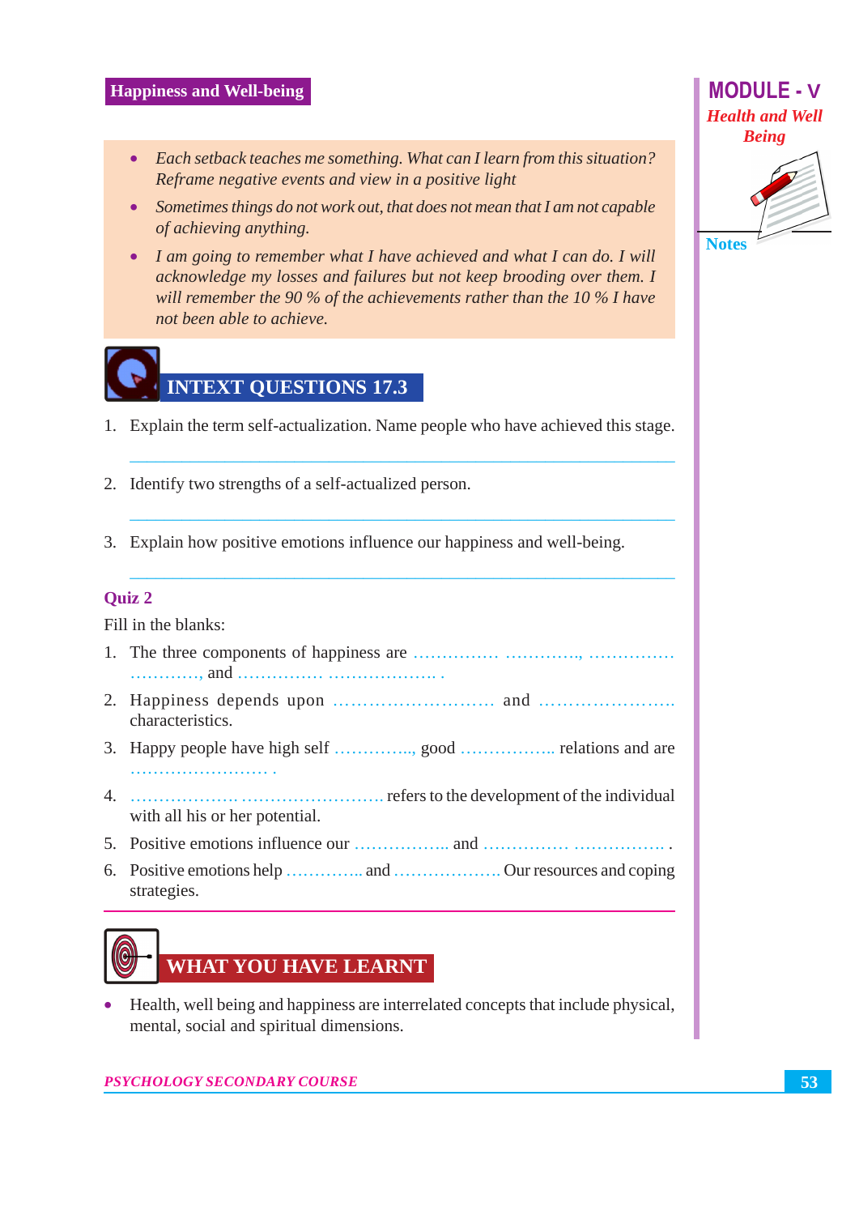- *Each setback teaches me something. What can I learn from this situation? Reframe negative events and view in a positive light*
- *Sometimes things do not work out, that does not mean that I am not capable of achieving anything.*
- *I am going to remember what I have achieved and what I can do. I will acknowledge my losses and failures but not keep brooding over them. I will remember the 90 % of the achievements rather than the 10 % I have not been able to achieve.*

## INTEXT QUESTIONS 17.3

1. Explain the term self-actualization. Name people who have achieved this stage.

2. Identify two strengths of a self-actualized person.

3. Explain how positive emotions influence our happiness and well-being.

### Quiz 2

Fill in the blanks:

1. The three components of happiness are ............... ............., ............... ............, and ............... ................... .
2. Happiness depends upon ........................... and ....................... characteristics.
3. Happy people have high self ............., good ................. relations and are ........................ .
4. .................. ........................ refers to the development of the individual with all his or her potential.
5. Positive emotions influence our ................. and ............... ................ .
6. Positive emotions help ............. and ................... Our resources and coping strategies.

## WHAT YOU HAVE LEARNT

- Health, well being and happiness are interrelated concepts that include physical, mental, social and spiritual dimensions.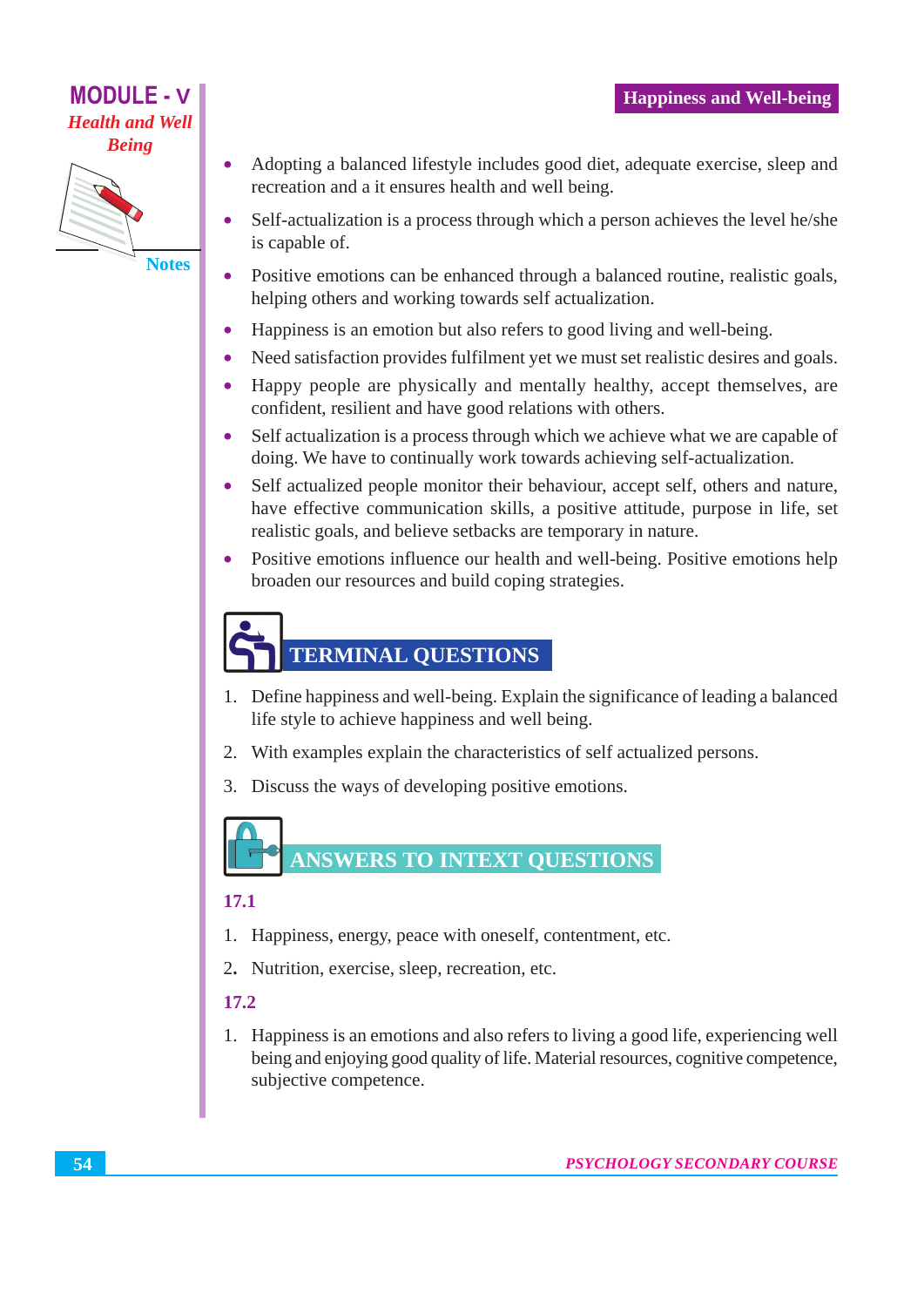- Adopting a balanced lifestyle includes good diet, adequate exercise, sleep and recreation and a it ensures health and well being.
- Self-actualization is a process through which a person achieves the level he/she is capable of.
- Positive emotions can be enhanced through a balanced routine, realistic goals, helping others and working towards self actualization.
- Happiness is an emotion but also refers to good living and well-being.
- Need satisfaction provides fulfilment yet we must set realistic desires and goals.
- Happy people are physically and mentally healthy, accept themselves, are confident, resilient and have good relations with others.
- Self actualization is a process through which we achieve what we are capable of doing. We have to continually work towards achieving self-actualization.
- Self actualized people monitor their behaviour, accept self, others and nature, have effective communication skills, a positive attitude, purpose in life, set realistic goals, and believe setbacks are temporary in nature.
- Positive emotions influence our health and well-being. Positive emotions help broaden our resources and build coping strategies.

## TERMINAL QUESTIONS

1. Define happiness and well-being. Explain the significance of leading a balanced life style to achieve happiness and well being.
2. With examples explain the characteristics of self actualized persons.
3. Discuss the ways of developing positive emotions.

## ANSWERS TO INTEXT QUESTIONS

**17.1**

1. Happiness, energy, peace with oneself, contentment, etc.
2. Nutrition, exercise, sleep, recreation, etc.

**17.2**

1. Happiness is an emotions and also refers to living a good life, experiencing well being and enjoying good quality of life. Material resources, cognitive competence, subjective competence.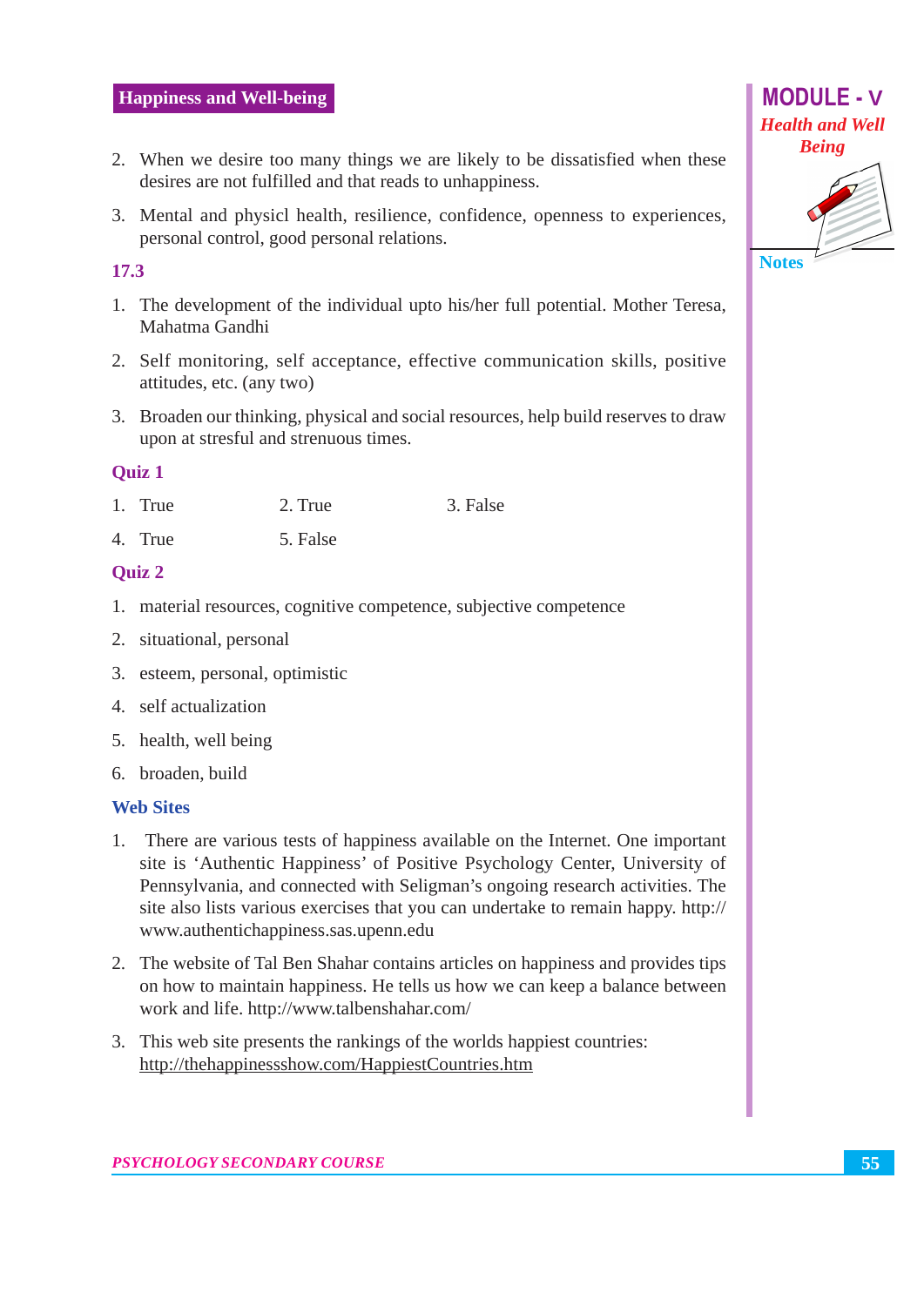2. When we desire too many things we are likely to be dissatisfied when these desires are not fulfilled and that reads to unhappiness.

3. Mental and physicl health, resilience, confidence, openness to experiences, personal control, good personal relations.

### 17.3

1. The development of the individual upto his/her full potential. Mother Teresa, Mahatma Gandhi

2. Self monitoring, self acceptance, effective communication skills, positive attitudes, etc. (any two)

3. Broaden our thinking, physical and social resources, help build reserves to draw upon at stresful and strenuous times.

### Quiz 1

1. True  2. True  3. False
4. True  5. False

### Quiz 2

1. material resources, cognitive competence, subjective competence
2. situational, personal
3. esteem, personal, optimistic
4. self actualization
5. health, well being
6. broaden, build

### Web Sites

1. There are various tests of happiness available on the Internet. One important site is 'Authentic Happiness' of Positive Psychology Center, University of Pennsylvania, and connected with Seligman's ongoing research activities. The site also lists various exercises that you can undertake to remain happy. http://www.authentichappiness.sas.upenn.edu

2. The website of Tal Ben Shahar contains articles on happiness and provides tips on how to maintain happiness. He tells us how we can keep a balance between work and life. http://www.talbenshahar.com/

3. This web site presents the rankings of the worlds happiest countries: http://thehappinessshow.com/HappiestCountries.htm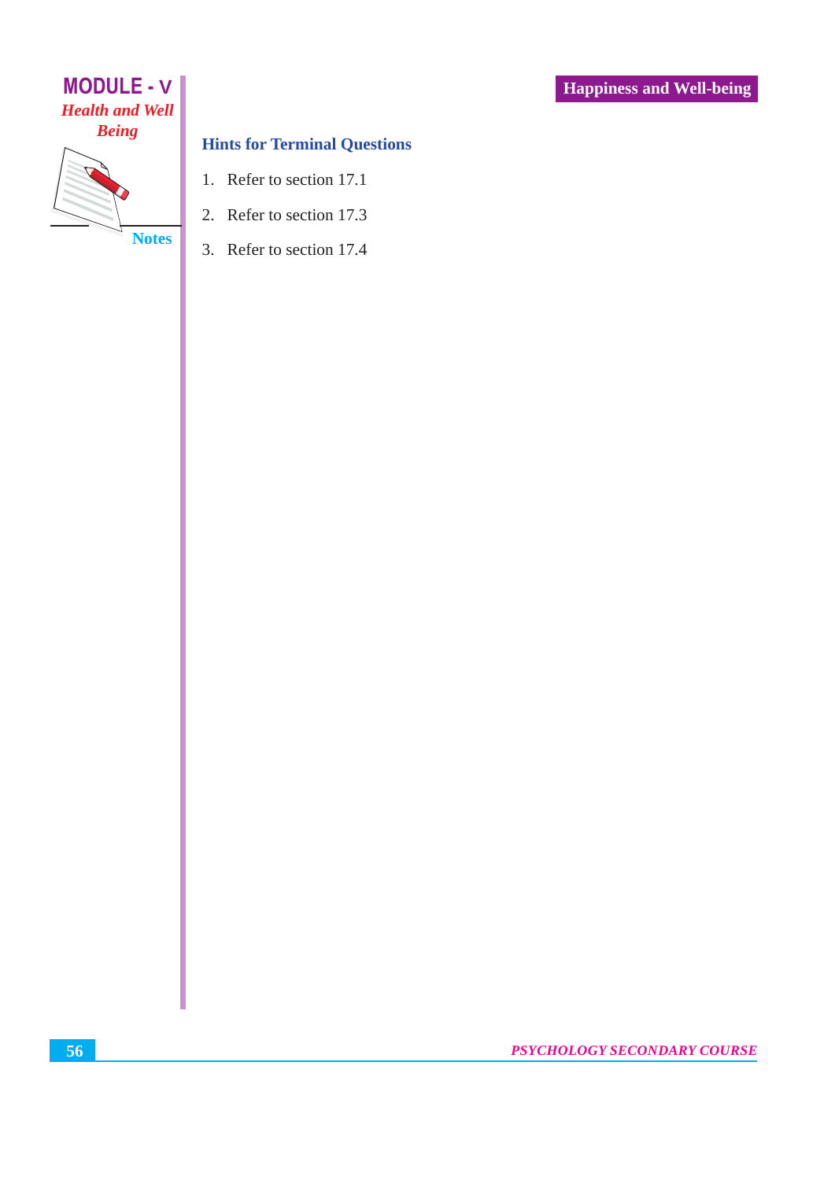### Hints for Terminal Questions

1. Refer to section 17.1
2. Refer to section 17.3
3. Refer to section 17.4